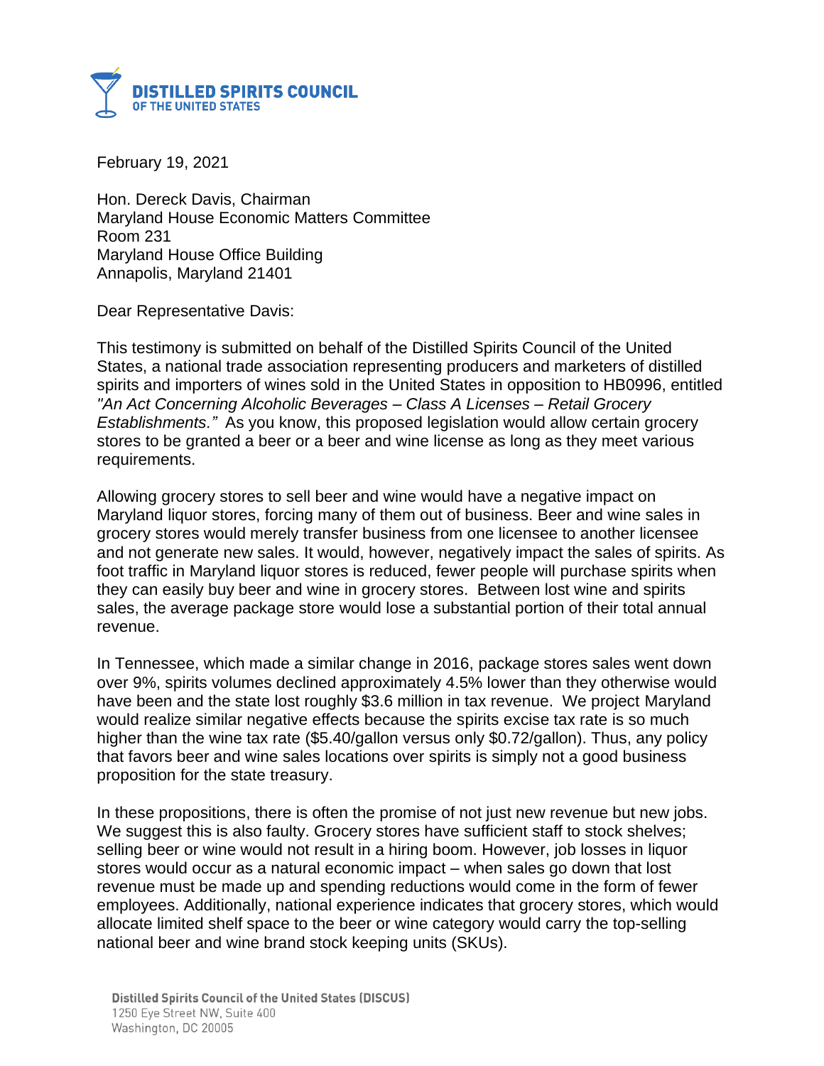**DISTILLED SPIRITS COUNCIL**
**OF THE UNITED STATES**

February 19, 2021

Hon. Dereck Davis, Chairman
Maryland House Economic Matters Committee
Room 231
Maryland House Office Building
Annapolis, Maryland 21401

Dear Representative Davis:

This testimony is submitted on behalf of the Distilled Spirits Council of the United States, a national trade association representing producers and marketers of distilled spirits and importers of wines sold in the United States in opposition to HB0996, entitled *"An Act Concerning Alcoholic Beverages – Class A Licenses – Retail Grocery Establishments."* As you know, this proposed legislation would allow certain grocery stores to be granted a beer or a beer and wine license as long as they meet various requirements.

Allowing grocery stores to sell beer and wine would have a negative impact on Maryland liquor stores, forcing many of them out of business. Beer and wine sales in grocery stores would merely transfer business from one licensee to another licensee and not generate new sales. It would, however, negatively impact the sales of spirits. As foot traffic in Maryland liquor stores is reduced, fewer people will purchase spirits when they can easily buy beer and wine in grocery stores. Between lost wine and spirits sales, the average package store would lose a substantial portion of their total annual revenue.

In Tennessee, which made a similar change in 2016, package stores sales went down over 9%, spirits volumes declined approximately 4.5% lower than they otherwise would have been and the state lost roughly $3.6 million in tax revenue. We project Maryland would realize similar negative effects because the spirits excise tax rate is so much higher than the wine tax rate ($5.40/gallon versus only $0.72/gallon). Thus, any policy that favors beer and wine sales locations over spirits is simply not a good business proposition for the state treasury.

In these propositions, there is often the promise of not just new revenue but new jobs. We suggest this is also faulty. Grocery stores have sufficient staff to stock shelves; selling beer or wine would not result in a hiring boom. However, job losses in liquor stores would occur as a natural economic impact – when sales go down that lost revenue must be made up and spending reductions would come in the form of fewer employees. Additionally, national experience indicates that grocery stores, which would allocate limited shelf space to the beer or wine category would carry the top-selling national beer and wine brand stock keeping units (SKUs).

Distilled Spirits Council of the United States (DISCUS)
1250 Eye Street NW, Suite 400
Washington, DC 20005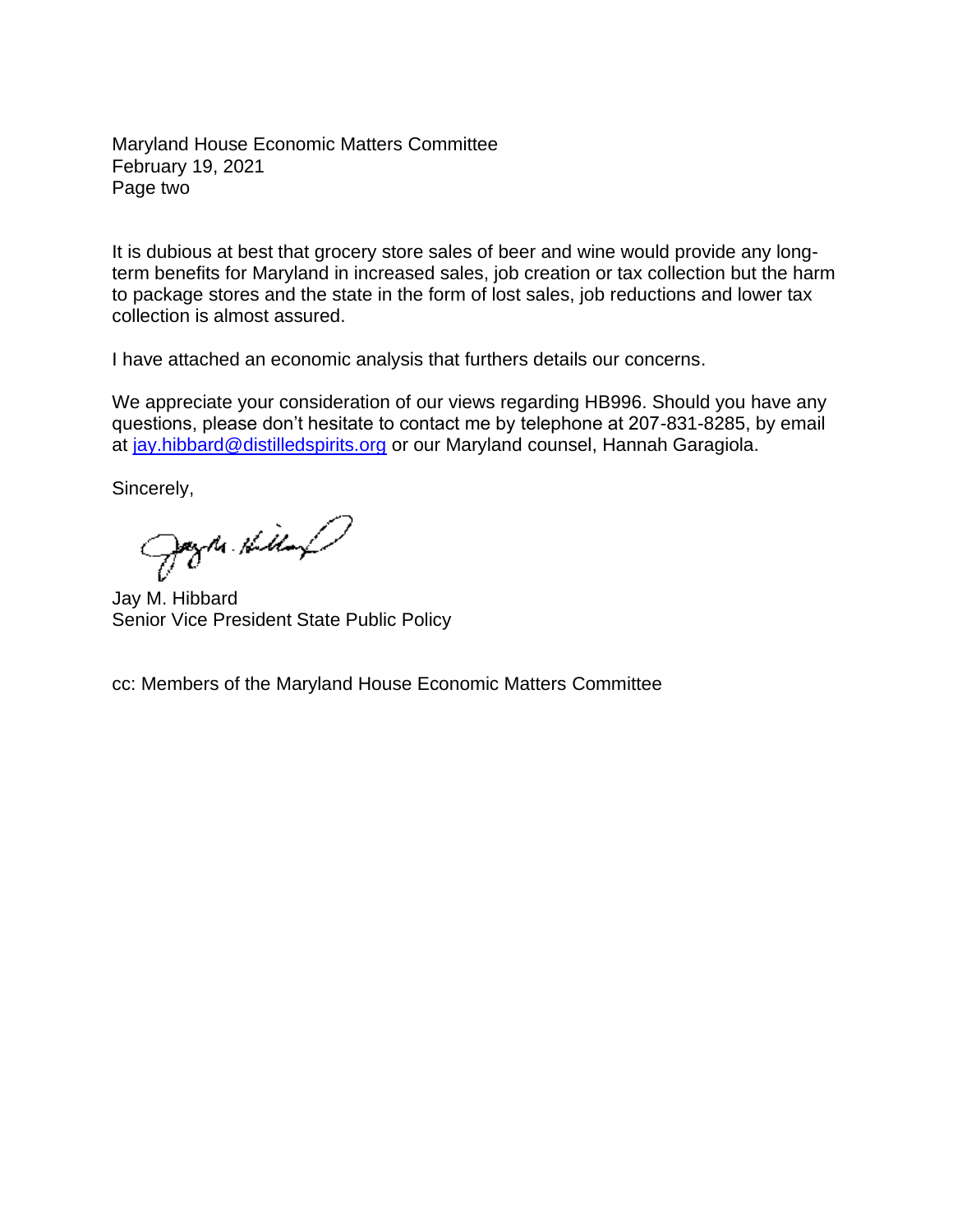It is dubious at best that grocery store sales of beer and wine would provide any long-term benefits for Maryland in increased sales, job creation or tax collection but the harm to package stores and the state in the form of lost sales, job reductions and lower tax collection is almost assured.

I have attached an economic analysis that furthers details our concerns.

We appreciate your consideration of our views regarding HB996. Should you have any questions, please don't hesitate to contact me by telephone at 207-831-8285, by email at jay.hibbard@distilledspirits.org or our Maryland counsel, Hannah Garagiola.

Sincerely,

Jay M. Hibbard
Senior Vice President State Public Policy

cc: Members of the Maryland House Economic Matters Committee